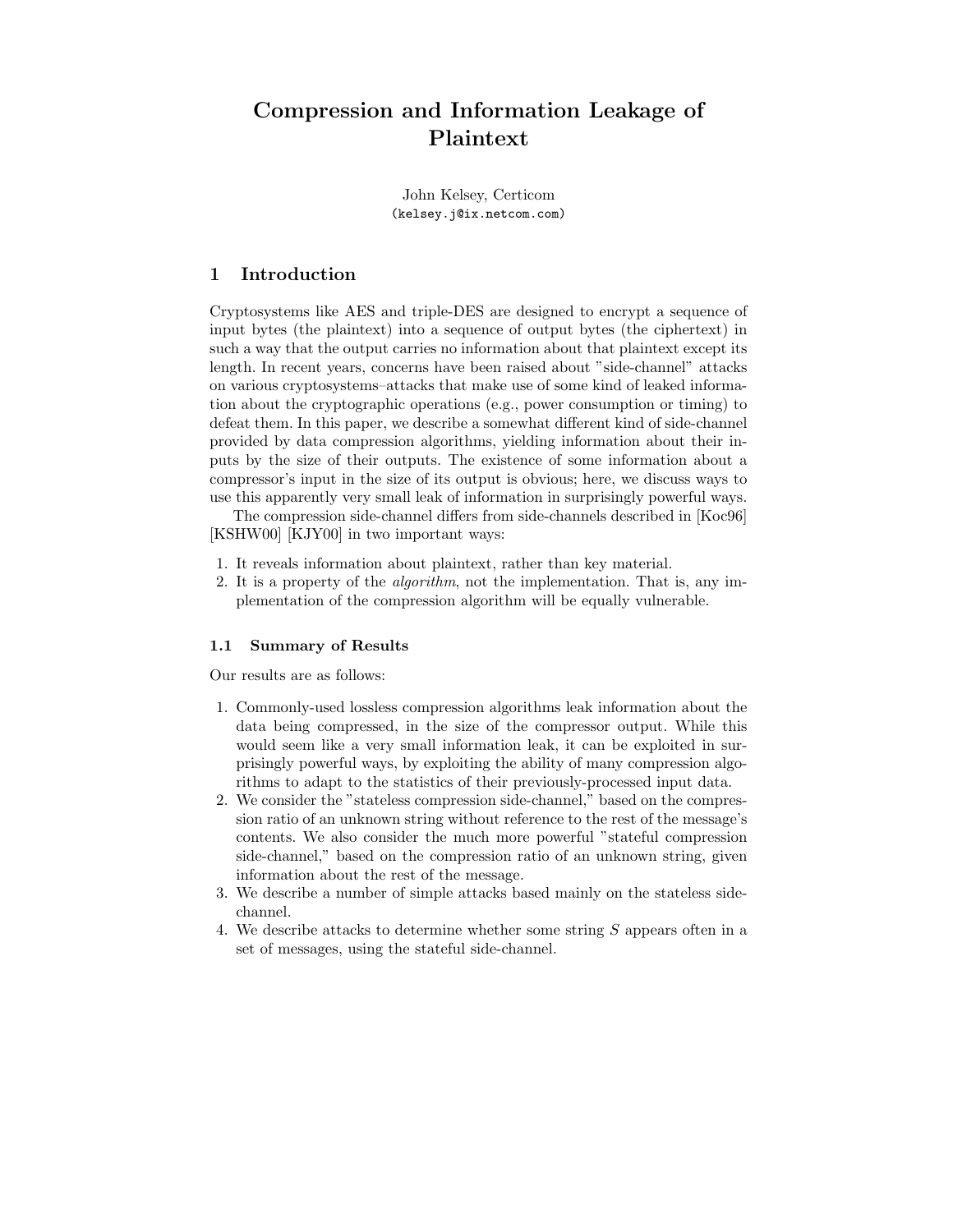# Compression and Information Leakage of Plaintext

John Kelsey, Certicom
(kelsey.j@ix.netcom.com)

## 1 Introduction

Cryptosystems like AES and triple-DES are designed to encrypt a sequence of input bytes (the plaintext) into a sequence of output bytes (the ciphertext) in such a way that the output carries no information about that plaintext except its length. In recent years, concerns have been raised about "side-channel" attacks on various cryptosystems–attacks that make use of some kind of leaked information about the cryptographic operations (e.g., power consumption or timing) to defeat them. In this paper, we describe a somewhat different kind of side-channel provided by data compression algorithms, yielding information about their inputs by the size of their outputs. The existence of some information about a compressor's input in the size of its output is obvious; here, we discuss ways to use this apparently very small leak of information in surprisingly powerful ways.

The compression side-channel differs from side-channels described in [Koc96] [KSHW00] [KJY00] in two important ways:

1. It reveals information about plaintext, rather than key material.
2. It is a property of the *algorithm*, not the implementation. That is, any implementation of the compression algorithm will be equally vulnerable.

### 1.1 Summary of Results

Our results are as follows:

1. Commonly-used lossless compression algorithms leak information about the data being compressed, in the size of the compressor output. While this would seem like a very small information leak, it can be exploited in surprisingly powerful ways, by exploiting the ability of many compression algorithms to adapt to the statistics of their previously-processed input data.
2. We consider the "stateless compression side-channel," based on the compression ratio of an unknown string without reference to the rest of the message's contents. We also consider the much more powerful "stateful compression side-channel," based on the compression ratio of an unknown string, given information about the rest of the message.
3. We describe a number of simple attacks based mainly on the stateless side-channel.
4. We describe attacks to determine whether some string $S$ appears often in a set of messages, using the stateful side-channel.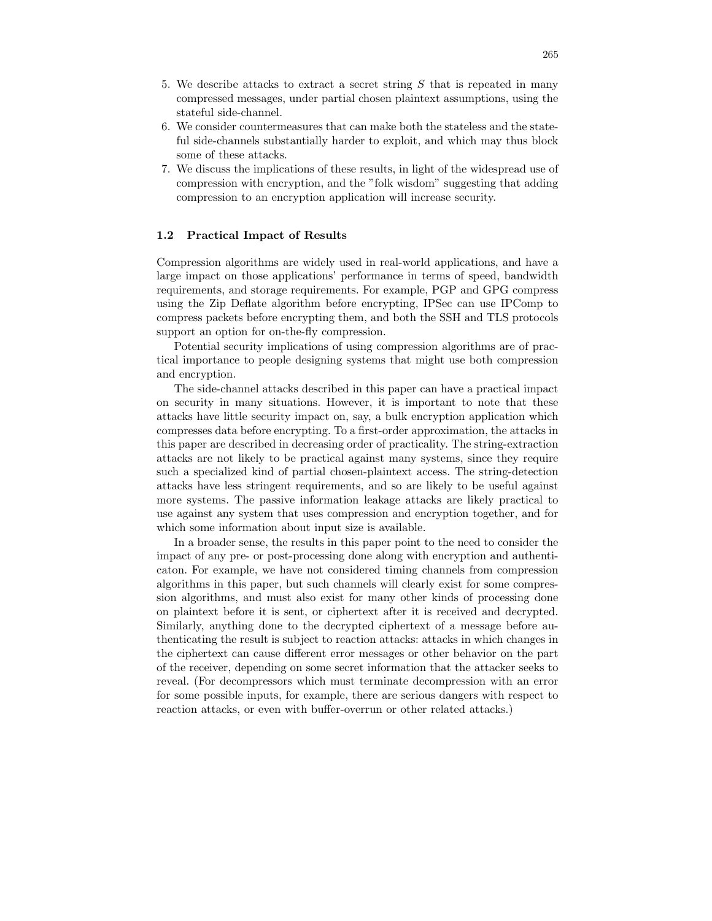5. We describe attacks to extract a secret string $S$ that is repeated in many compressed messages, under partial chosen plaintext assumptions, using the stateful side-channel.
6. We consider countermeasures that can make both the stateless and the stateful side-channels substantially harder to exploit, and which may thus block some of these attacks.
7. We discuss the implications of these results, in light of the widespread use of compression with encryption, and the "folk wisdom" suggesting that adding compression to an encryption application will increase security.

### 1.2 Practical Impact of Results

Compression algorithms are widely used in real-world applications, and have a large impact on those applications' performance in terms of speed, bandwidth requirements, and storage requirements. For example, PGP and GPG compress using the Zip Deflate algorithm before encrypting, IPSec can use IPComp to compress packets before encrypting them, and both the SSH and TLS protocols support an option for on-the-fly compression.

Potential security implications of using compression algorithms are of practical importance to people designing systems that might use both compression and encryption.

The side-channel attacks described in this paper can have a practical impact on security in many situations. However, it is important to note that these attacks have little security impact on, say, a bulk encryption application which compresses data before encrypting. To a first-order approximation, the attacks in this paper are described in decreasing order of practicality. The string-extraction attacks are not likely to be practical against many systems, since they require such a specialized kind of partial chosen-plaintext access. The string-detection attacks have less stringent requirements, and so are likely to be useful against more systems. The passive information leakage attacks are likely practical to use against any system that uses compression and encryption together, and for which some information about input size is available.

In a broader sense, the results in this paper point to the need to consider the impact of any pre- or post-processing done along with encryption and authenticaton. For example, we have not considered timing channels from compression algorithms in this paper, but such channels will clearly exist for some compression algorithms, and must also exist for many other kinds of processing done on plaintext before it is sent, or ciphertext after it is received and decrypted. Similarly, anything done to the decrypted ciphertext of a message before authenticating the result is subject to reaction attacks: attacks in which changes in the ciphertext can cause different error messages or other behavior on the part of the receiver, depending on some secret information that the attacker seeks to reveal. (For decompressors which must terminate decompression with an error for some possible inputs, for example, there are serious dangers with respect to reaction attacks, or even with buffer-overrun or other related attacks.)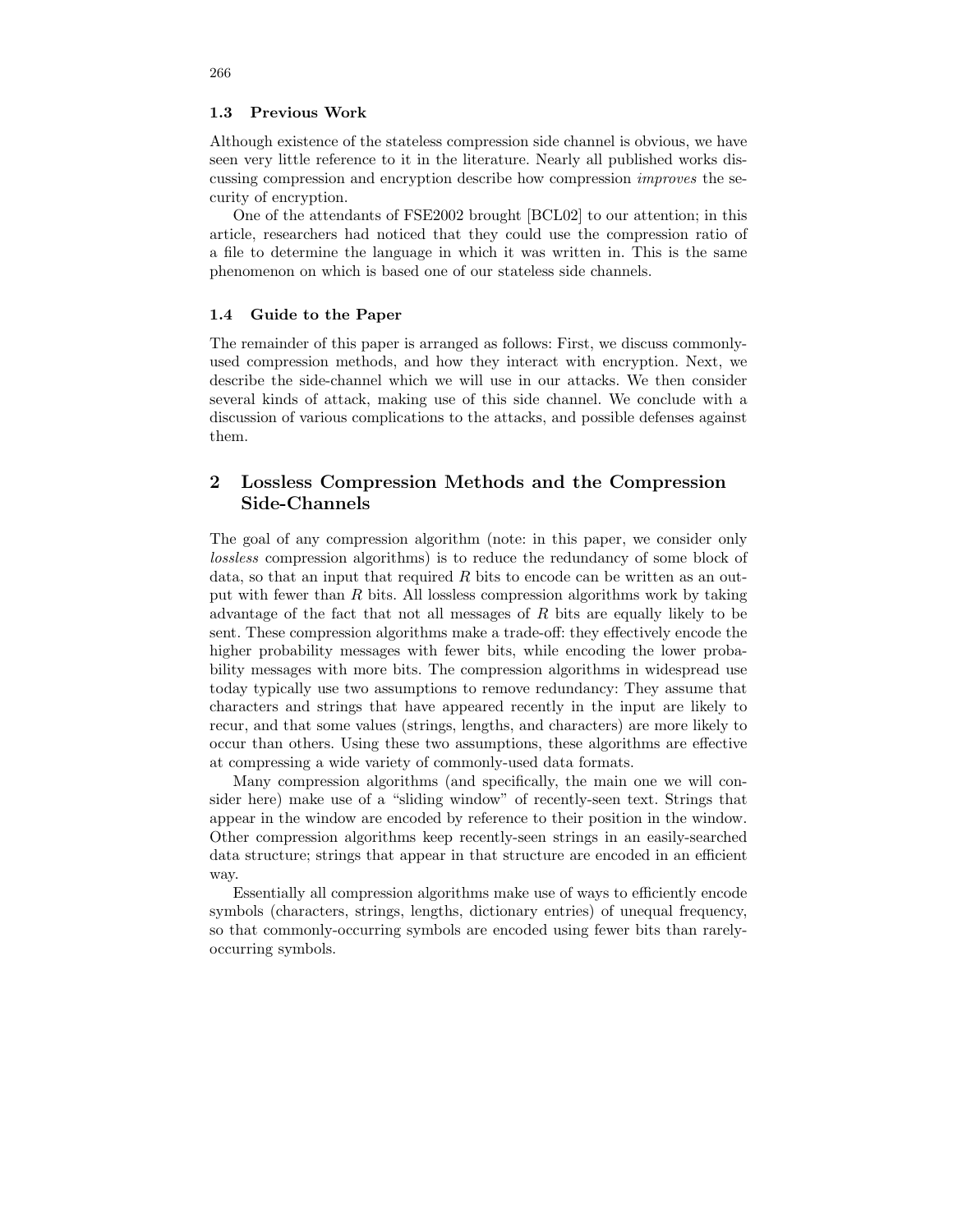### 1.3 Previous Work

Although existence of the stateless compression side channel is obvious, we have seen very little reference to it in the literature. Nearly all published works discussing compression and encryption describe how compression *improves* the security of encryption.

One of the attendants of FSE2002 brought [BCL02] to our attention; in this article, researchers had noticed that they could use the compression ratio of a file to determine the language in which it was written in. This is the same phenomenon on which is based one of our stateless side channels.

### 1.4 Guide to the Paper

The remainder of this paper is arranged as follows: First, we discuss commonly-used compression methods, and how they interact with encryption. Next, we describe the side-channel which we will use in our attacks. We then consider several kinds of attack, making use of this side channel. We conclude with a discussion of various complications to the attacks, and possible defenses against them.

## 2 Lossless Compression Methods and the Compression Side-Channels

The goal of any compression algorithm (note: in this paper, we consider only *lossless* compression algorithms) is to reduce the redundancy of some block of data, so that an input that required $R$ bits to encode can be written as an output with fewer than $R$ bits. All lossless compression algorithms work by taking advantage of the fact that not all messages of $R$ bits are equally likely to be sent. These compression algorithms make a trade-off: they effectively encode the higher probability messages with fewer bits, while encoding the lower probability messages with more bits. The compression algorithms in widespread use today typically use two assumptions to remove redundancy: They assume that characters and strings that have appeared recently in the input are likely to recur, and that some values (strings, lengths, and characters) are more likely to occur than others. Using these two assumptions, these algorithms are effective at compressing a wide variety of commonly-used data formats.

Many compression algorithms (and specifically, the main one we will consider here) make use of a "sliding window" of recently-seen text. Strings that appear in the window are encoded by reference to their position in the window. Other compression algorithms keep recently-seen strings in an easily-searched data structure; strings that appear in that structure are encoded in an efficient way.

Essentially all compression algorithms make use of ways to efficiently encode symbols (characters, strings, lengths, dictionary entries) of unequal frequency, so that commonly-occurring symbols are encoded using fewer bits than rarely-occurring symbols.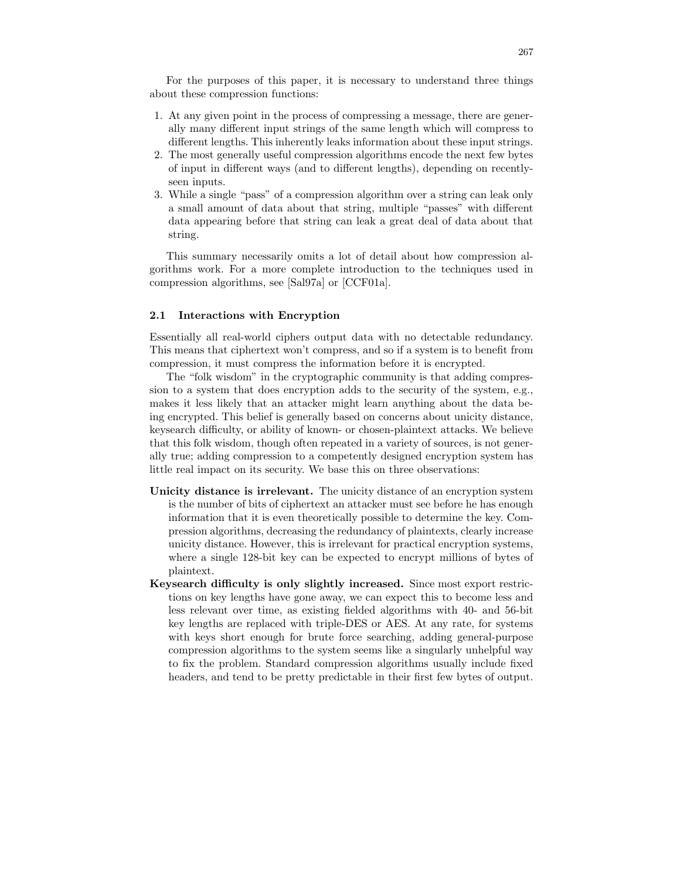For the purposes of this paper, it is necessary to understand three things about these compression functions:

1. At any given point in the process of compressing a message, there are generally many different input strings of the same length which will compress to different lengths. This inherently leaks information about these input strings.
2. The most generally useful compression algorithms encode the next few bytes of input in different ways (and to different lengths), depending on recently-seen inputs.
3. While a single "pass" of a compression algorithm over a string can leak only a small amount of data about that string, multiple "passes" with different data appearing before that string can leak a great deal of data about that string.

This summary necessarily omits a lot of detail about how compression algorithms work. For a more complete introduction to the techniques used in compression algorithms, see [Sal97a] or [CCF01a].

### 2.1 Interactions with Encryption

Essentially all real-world ciphers output data with no detectable redundancy. This means that ciphertext won't compress, and so if a system is to benefit from compression, it must compress the information before it is encrypted.

The "folk wisdom" in the cryptographic community is that adding compression to a system that does encryption adds to the security of the system, e.g., makes it less likely that an attacker might learn anything about the data being encrypted. This belief is generally based on concerns about unicity distance, keysearch difficulty, or ability of known- or chosen-plaintext attacks. We believe that this folk wisdom, though often repeated in a variety of sources, is not generally true; adding compression to a competently designed encryption system has little real impact on its security. We base this on three observations:

**Unicity distance is irrelevant.** The unicity distance of an encryption system is the number of bits of ciphertext an attacker must see before he has enough information that it is even theoretically possible to determine the key. Compression algorithms, decreasing the redundancy of plaintexts, clearly increase unicity distance. However, this is irrelevant for practical encryption systems, where a single 128-bit key can be expected to encrypt millions of bytes of plaintext.

**Keysearch difficulty is only slightly increased.** Since most export restrictions on key lengths have gone away, we can expect this to become less and less relevant over time, as existing fielded algorithms with 40- and 56-bit key lengths are replaced with triple-DES or AES. At any rate, for systems with keys short enough for brute force searching, adding general-purpose compression algorithms to the system seems like a singularly unhelpful way to fix the problem. Standard compression algorithms usually include fixed headers, and tend to be pretty predictable in their first few bytes of output.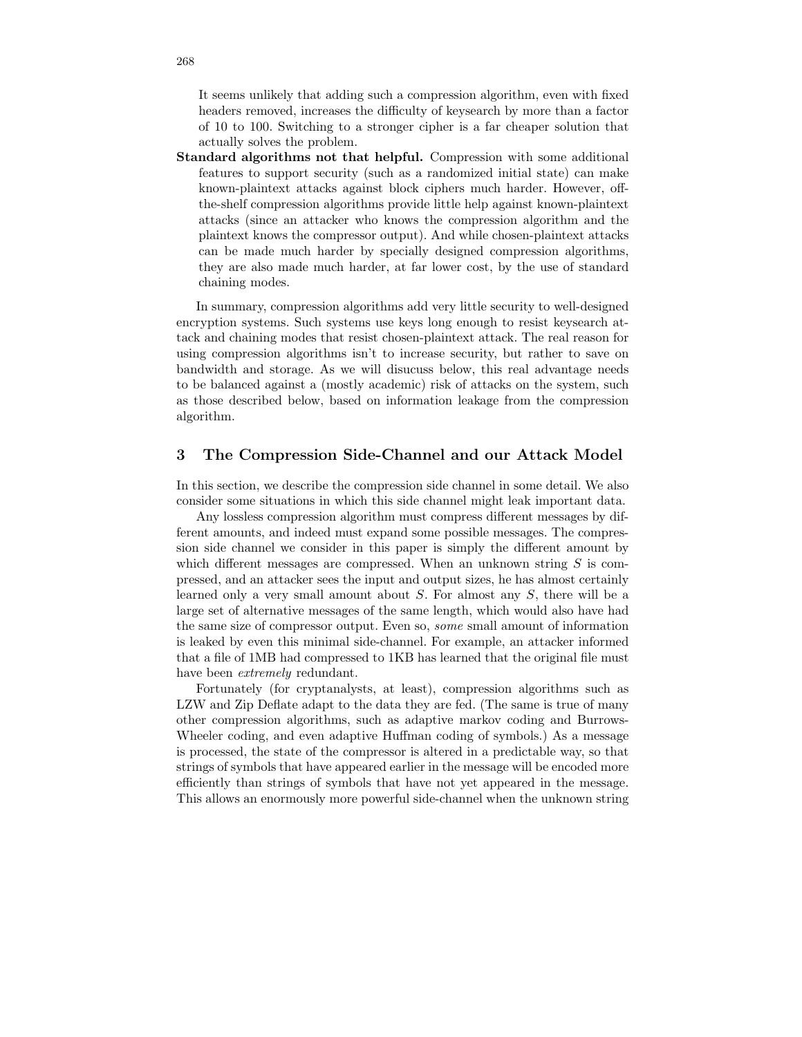It seems unlikely that adding such a compression algorithm, even with fixed headers removed, increases the difficulty of keysearch by more than a factor of 10 to 100. Switching to a stronger cipher is a far cheaper solution that actually solves the problem.

**Standard algorithms not that helpful.** Compression with some additional features to support security (such as a randomized initial state) can make known-plaintext attacks against block ciphers much harder. However, off-the-shelf compression algorithms provide little help against known-plaintext attacks (since an attacker who knows the compression algorithm and the plaintext knows the compressor output). And while chosen-plaintext attacks can be made much harder by specially designed compression algorithms, they are also made much harder, at far lower cost, by the use of standard chaining modes.

In summary, compression algorithms add very little security to well-designed encryption systems. Such systems use keys long enough to resist keysearch attack and chaining modes that resist chosen-plaintext attack. The real reason for using compression algorithms isn't to increase security, but rather to save on bandwidth and storage. As we will disucuss below, this real advantage needs to be balanced against a (mostly academic) risk of attacks on the system, such as those described below, based on information leakage from the compression algorithm.

## 3 The Compression Side-Channel and our Attack Model

In this section, we describe the compression side channel in some detail. We also consider some situations in which this side channel might leak important data.

Any lossless compression algorithm must compress different messages by different amounts, and indeed must expand some possible messages. The compression side channel we consider in this paper is simply the different amount by which different messages are compressed. When an unknown string $S$ is compressed, and an attacker sees the input and output sizes, he has almost certainly learned only a very small amount about $S$. For almost any $S$, there will be a large set of alternative messages of the same length, which would also have had the same size of compressor output. Even so, *some* small amount of information is leaked by even this minimal side-channel. For example, an attacker informed that a file of 1MB had compressed to 1KB has learned that the original file must have been *extremely* redundant.

Fortunately (for cryptanalysts, at least), compression algorithms such as LZW and Zip Deflate adapt to the data they are fed. (The same is true of many other compression algorithms, such as adaptive markov coding and Burrows-Wheeler coding, and even adaptive Huffman coding of symbols.) As a message is processed, the state of the compressor is altered in a predictable way, so that strings of symbols that have appeared earlier in the message will be encoded more efficiently than strings of symbols that have not yet appeared in the message. This allows an enormously more powerful side-channel when the unknown string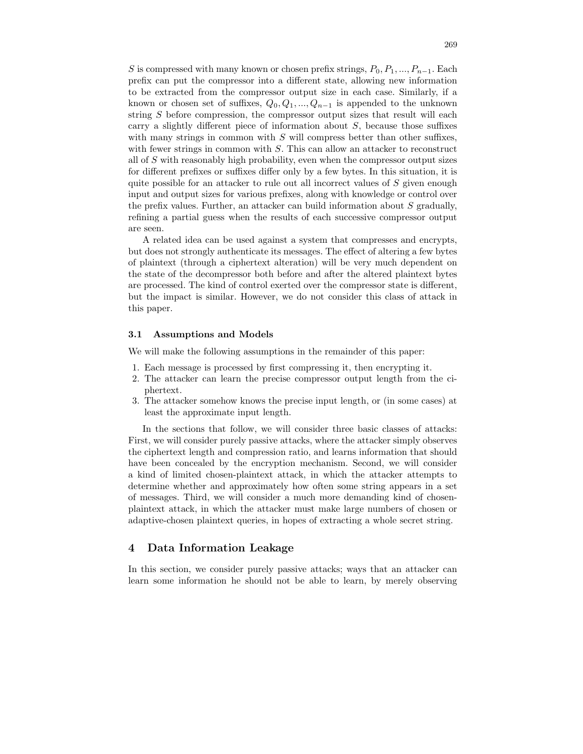$S$ is compressed with many known or chosen prefix strings, $P_0, P_1, ..., P_{n-1}$. Each prefix can put the compressor into a different state, allowing new information to be extracted from the compressor output size in each case. Similarly, if a known or chosen set of suffixes, $Q_0, Q_1, ..., Q_{n-1}$ is appended to the unknown string $S$ before compression, the compressor output sizes that result will each carry a slightly different piece of information about $S$, because those suffixes with many strings in common with $S$ will compress better than other suffixes, with fewer strings in common with $S$. This can allow an attacker to reconstruct all of $S$ with reasonably high probability, even when the compressor output sizes for different prefixes or suffixes differ only by a few bytes. In this situation, it is quite possible for an attacker to rule out all incorrect values of $S$ given enough input and output sizes for various prefixes, along with knowledge or control over the prefix values. Further, an attacker can build information about $S$ gradually, refining a partial guess when the results of each successive compressor output are seen.

A related idea can be used against a system that compresses and encrypts, but does not strongly authenticate its messages. The effect of altering a few bytes of plaintext (through a ciphertext alteration) will be very much dependent on the state of the decompressor both before and after the altered plaintext bytes are processed. The kind of control exerted over the compressor state is different, but the impact is similar. However, we do not consider this class of attack in this paper.

### 3.1 Assumptions and Models

We will make the following assumptions in the remainder of this paper:

1. Each message is processed by first compressing it, then encrypting it.
2. The attacker can learn the precise compressor output length from the ciphertext.
3. The attacker somehow knows the precise input length, or (in some cases) at least the approximate input length.

In the sections that follow, we will consider three basic classes of attacks: First, we will consider purely passive attacks, where the attacker simply observes the ciphertext length and compression ratio, and learns information that should have been concealed by the encryption mechanism. Second, we will consider a kind of limited chosen-plaintext attack, in which the attacker attempts to determine whether and approximately how often some string appears in a set of messages. Third, we will consider a much more demanding kind of chosen-plaintext attack, in which the attacker must make large numbers of chosen or adaptive-chosen plaintext queries, in hopes of extracting a whole secret string.

## 4 Data Information Leakage

In this section, we consider purely passive attacks; ways that an attacker can learn some information he should not be able to learn, by merely observing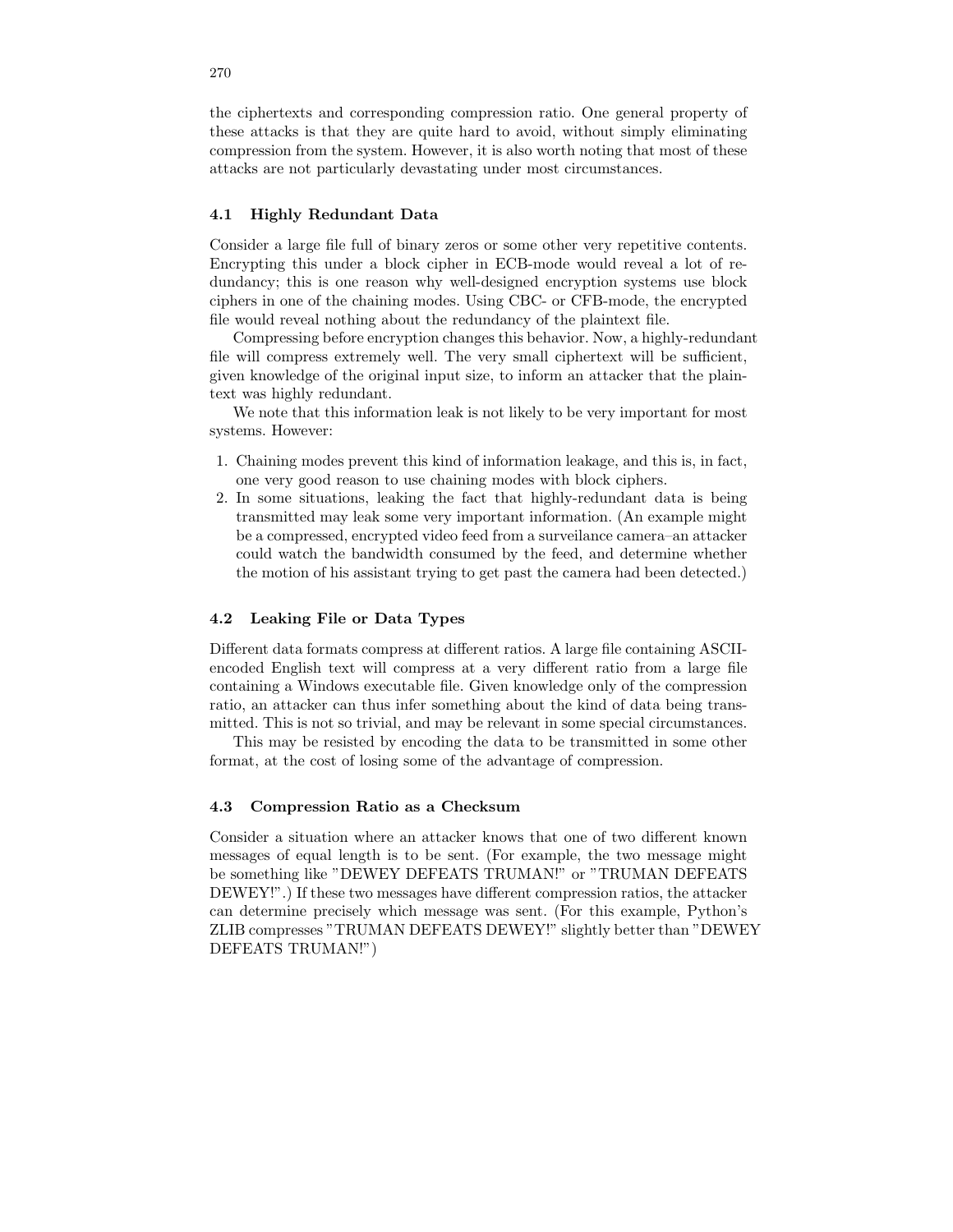the ciphertexts and corresponding compression ratio. One general property of these attacks is that they are quite hard to avoid, without simply eliminating compression from the system. However, it is also worth noting that most of these attacks are not particularly devastating under most circumstances.

### 4.1 Highly Redundant Data

Consider a large file full of binary zeros or some other very repetitive contents. Encrypting this under a block cipher in ECB-mode would reveal a lot of redundancy; this is one reason why well-designed encryption systems use block ciphers in one of the chaining modes. Using CBC- or CFB-mode, the encrypted file would reveal nothing about the redundancy of the plaintext file.

Compressing before encryption changes this behavior. Now, a highly-redundant file will compress extremely well. The very small ciphertext will be sufficient, given knowledge of the original input size, to inform an attacker that the plaintext was highly redundant.

We note that this information leak is not likely to be very important for most systems. However:

1. Chaining modes prevent this kind of information leakage, and this is, in fact, one very good reason to use chaining modes with block ciphers.
2. In some situations, leaking the fact that highly-redundant data is being transmitted may leak some very important information. (An example might be a compressed, encrypted video feed from a surveilance camera–an attacker could watch the bandwidth consumed by the feed, and determine whether the motion of his assistant trying to get past the camera had been detected.)

### 4.2 Leaking File or Data Types

Different data formats compress at different ratios. A large file containing ASCII-encoded English text will compress at a very different ratio from a large file containing a Windows executable file. Given knowledge only of the compression ratio, an attacker can thus infer something about the kind of data being transmitted. This is not so trivial, and may be relevant in some special circumstances.

This may be resisted by encoding the data to be transmitted in some other format, at the cost of losing some of the advantage of compression.

### 4.3 Compression Ratio as a Checksum

Consider a situation where an attacker knows that one of two different known messages of equal length is to be sent. (For example, the two message might be something like "DEWEY DEFEATS TRUMAN!" or "TRUMAN DEFEATS DEWEY!".) If these two messages have different compression ratios, the attacker can determine precisely which message was sent. (For this example, Python's ZLIB compresses "TRUMAN DEFEATS DEWEY!" slightly better than "DEWEY DEFEATS TRUMAN!")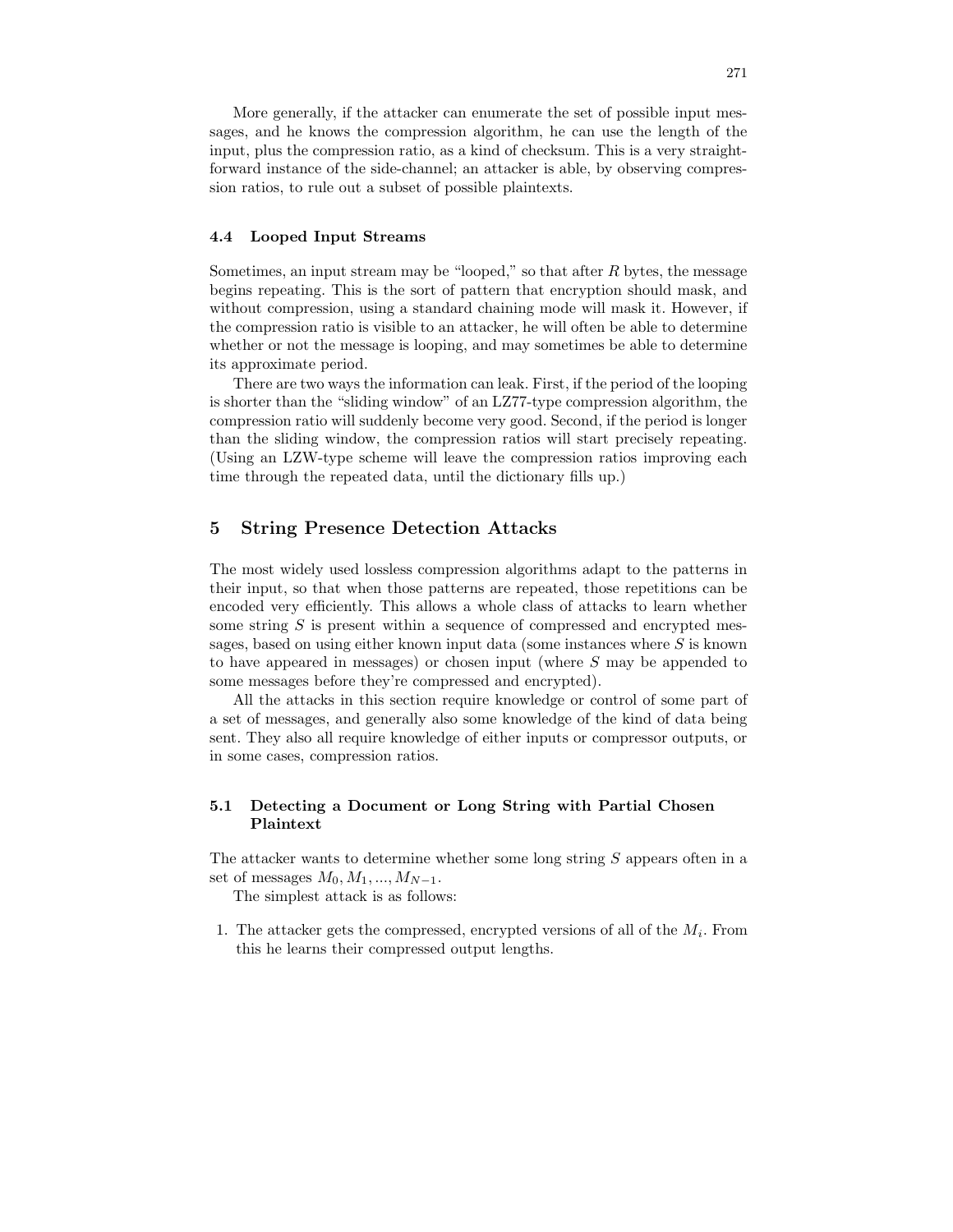More generally, if the attacker can enumerate the set of possible input messages, and he knows the compression algorithm, he can use the length of the input, plus the compression ratio, as a kind of checksum. This is a very straightforward instance of the side-channel; an attacker is able, by observing compression ratios, to rule out a subset of possible plaintexts.

### 4.4 Looped Input Streams

Sometimes, an input stream may be "looped," so that after $R$ bytes, the message begins repeating. This is the sort of pattern that encryption should mask, and without compression, using a standard chaining mode will mask it. However, if the compression ratio is visible to an attacker, he will often be able to determine whether or not the message is looping, and may sometimes be able to determine its approximate period.

There are two ways the information can leak. First, if the period of the looping is shorter than the "sliding window" of an LZ77-type compression algorithm, the compression ratio will suddenly become very good. Second, if the period is longer than the sliding window, the compression ratios will start precisely repeating. (Using an LZW-type scheme will leave the compression ratios improving each time through the repeated data, until the dictionary fills up.)

## 5 String Presence Detection Attacks

The most widely used lossless compression algorithms adapt to the patterns in their input, so that when those patterns are repeated, those repetitions can be encoded very efficiently. This allows a whole class of attacks to learn whether some string $S$ is present within a sequence of compressed and encrypted messages, based on using either known input data (some instances where $S$ is known to have appeared in messages) or chosen input (where $S$ may be appended to some messages before they're compressed and encrypted).

All the attacks in this section require knowledge or control of some part of a set of messages, and generally also some knowledge of the kind of data being sent. They also all require knowledge of either inputs or compressor outputs, or in some cases, compression ratios.

### 5.1 Detecting a Document or Long String with Partial Chosen Plaintext

The attacker wants to determine whether some long string $S$ appears often in a set of messages $M_0, M_1, ..., M_{N-1}$.

The simplest attack is as follows:

1. The attacker gets the compressed, encrypted versions of all of the $M_i$. From this he learns their compressed output lengths.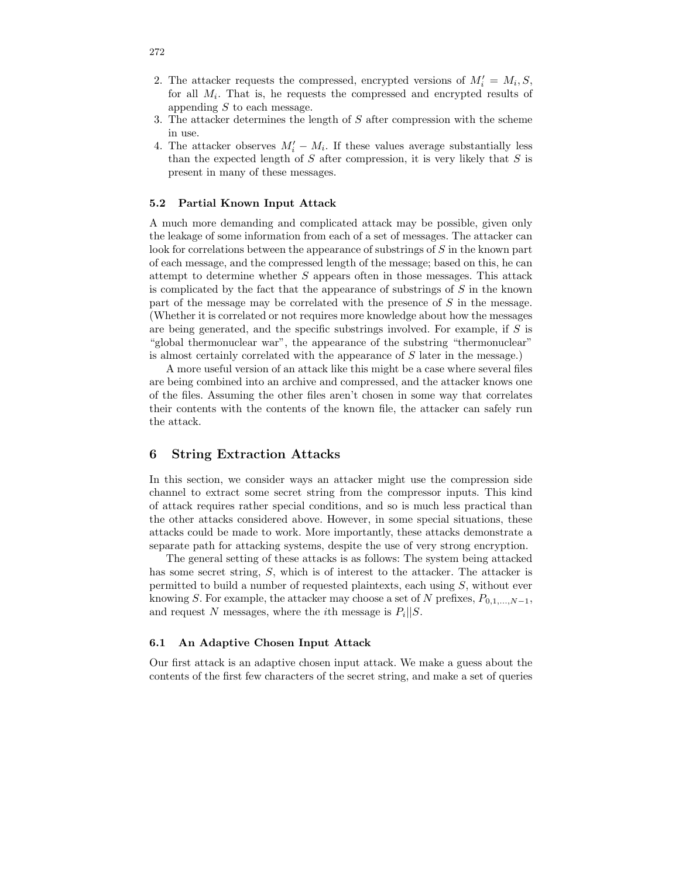2. The attacker requests the compressed, encrypted versions of $M'_i = M_i, S$, for all $M_i$. That is, he requests the compressed and encrypted results of appending $S$ to each message.
3. The attacker determines the length of $S$ after compression with the scheme in use.
4. The attacker observes $M'_i - M_i$. If these values average substantially less than the expected length of $S$ after compression, it is very likely that $S$ is present in many of these messages.

### 5.2 Partial Known Input Attack

A much more demanding and complicated attack may be possible, given only the leakage of some information from each of a set of messages. The attacker can look for correlations between the appearance of substrings of $S$ in the known part of each message, and the compressed length of the message; based on this, he can attempt to determine whether $S$ appears often in those messages. This attack is complicated by the fact that the appearance of substrings of $S$ in the known part of the message may be correlated with the presence of $S$ in the message. (Whether it is correlated or not requires more knowledge about how the messages are being generated, and the specific substrings involved. For example, if $S$ is "global thermonuclear war", the appearance of the substring "thermonuclear" is almost certainly correlated with the appearance of $S$ later in the message.)

A more useful version of an attack like this might be a case where several files are being combined into an archive and compressed, and the attacker knows one of the files. Assuming the other files aren't chosen in some way that correlates their contents with the contents of the known file, the attacker can safely run the attack.

## 6 String Extraction Attacks

In this section, we consider ways an attacker might use the compression side channel to extract some secret string from the compressor inputs. This kind of attack requires rather special conditions, and so is much less practical than the other attacks considered above. However, in some special situations, these attacks could be made to work. More importantly, these attacks demonstrate a separate path for attacking systems, despite the use of very strong encryption.

The general setting of these attacks is as follows: The system being attacked has some secret string, $S$, which is of interest to the attacker. The attacker is permitted to build a number of requested plaintexts, each using $S$, without ever knowing $S$. For example, the attacker may choose a set of $N$ prefixes, $P_{0,1,\ldots,N-1}$, and request $N$ messages, where the $i$th message is $P_i||S$.

### 6.1 An Adaptive Chosen Input Attack

Our first attack is an adaptive chosen input attack. We make a guess about the contents of the first few characters of the secret string, and make a set of queries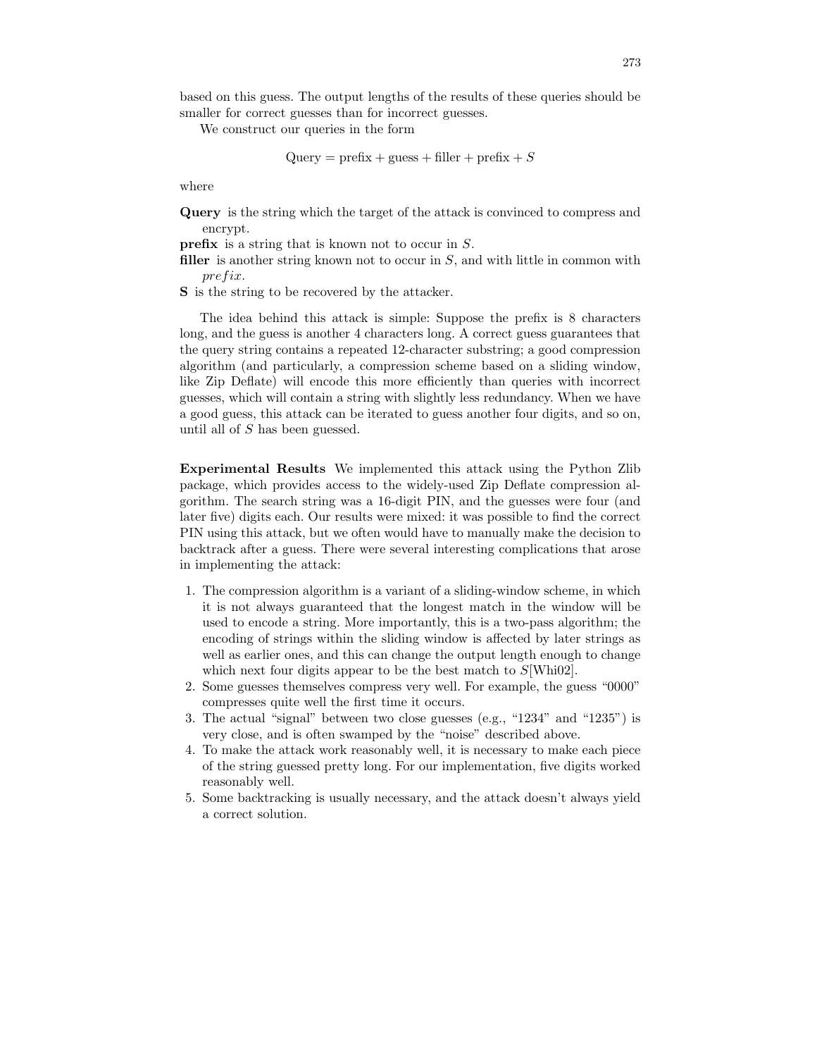based on this guess. The output lengths of the results of these queries should be smaller for correct guesses than for incorrect guesses.

We construct our queries in the form

$$\text{Query} = \text{prefix} + \text{guess} + \text{filler} + \text{prefix} + S$$

where

**Query** is the string which the target of the attack is convinced to compress and encrypt.

**prefix** is a string that is known not to occur in $S$.

**filler** is another string known not to occur in $S$, and with little in common with $prefix$.

**S** is the string to be recovered by the attacker.

The idea behind this attack is simple: Suppose the prefix is 8 characters long, and the guess is another 4 characters long. A correct guess guarantees that the query string contains a repeated 12-character substring; a good compression algorithm (and particularly, a compression scheme based on a sliding window, like Zip Deflate) will encode this more efficiently than queries with incorrect guesses, which will contain a string with slightly less redundancy. When we have a good guess, this attack can be iterated to guess another four digits, and so on, until all of $S$ has been guessed.

**Experimental Results** We implemented this attack using the Python Zlib package, which provides access to the widely-used Zip Deflate compression algorithm. The search string was a 16-digit PIN, and the guesses were four (and later five) digits each. Our results were mixed: it was possible to find the correct PIN using this attack, but we often would have to manually make the decision to backtrack after a guess. There were several interesting complications that arose in implementing the attack:

1. The compression algorithm is a variant of a sliding-window scheme, in which it is not always guaranteed that the longest match in the window will be used to encode a string. More importantly, this is a two-pass algorithm; the encoding of strings within the sliding window is affected by later strings as well as earlier ones, and this can change the output length enough to change which next four digits appear to be the best match to $S$[Whi02].
2. Some guesses themselves compress very well. For example, the guess “0000” compresses quite well the first time it occurs.
3. The actual “signal” between two close guesses (e.g., “1234” and “1235”) is very close, and is often swamped by the “noise” described above.
4. To make the attack work reasonably well, it is necessary to make each piece of the string guessed pretty long. For our implementation, five digits worked reasonably well.
5. Some backtracking is usually necessary, and the attack doesn’t always yield a correct solution.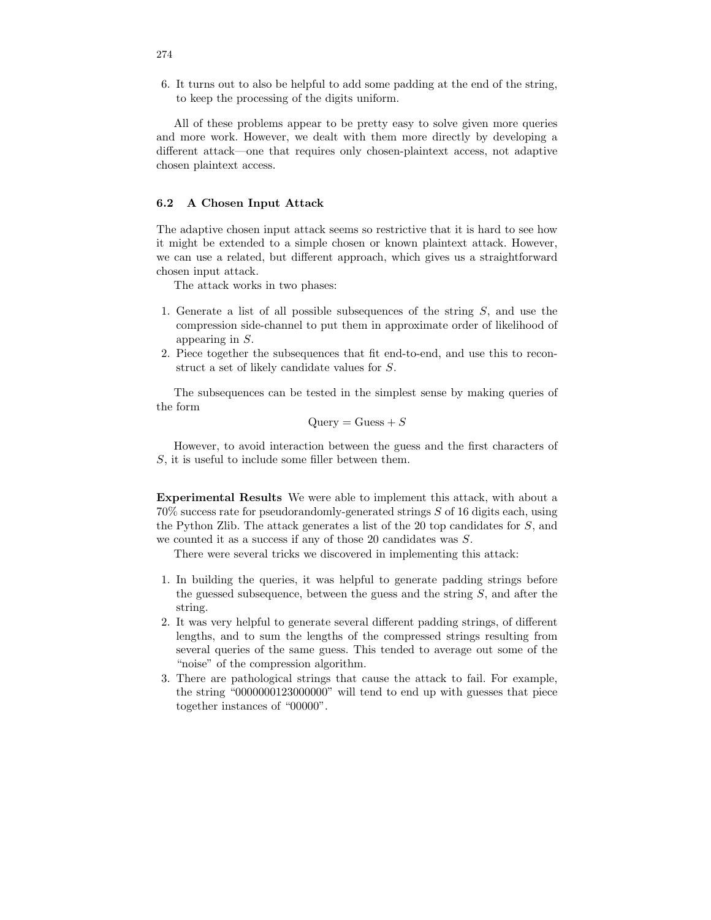6. It turns out to also be helpful to add some padding at the end of the string, to keep the processing of the digits uniform.

All of these problems appear to be pretty easy to solve given more queries and more work. However, we dealt with them more directly by developing a different attack—one that requires only chosen-plaintext access, not adaptive chosen plaintext access.

### 6.2 A Chosen Input Attack

The adaptive chosen input attack seems so restrictive that it is hard to see how it might be extended to a simple chosen or known plaintext attack. However, we can use a related, but different approach, which gives us a straightforward chosen input attack.

The attack works in two phases:

1. Generate a list of all possible subsequences of the string $S$, and use the compression side-channel to put them in approximate order of likelihood of appearing in $S$.
2. Piece together the subsequences that fit end-to-end, and use this to reconstruct a set of likely candidate values for $S$.

The subsequences can be tested in the simplest sense by making queries of the form

$$\text{Query} = \text{Guess} + S$$

However, to avoid interaction between the guess and the first characters of $S$, it is useful to include some filler between them.

**Experimental Results** We were able to implement this attack, with about a 70% success rate for pseudorandomly-generated strings $S$ of 16 digits each, using the Python Zlib. The attack generates a list of the 20 top candidates for $S$, and we counted it as a success if any of those 20 candidates was $S$.

There were several tricks we discovered in implementing this attack:

1. In building the queries, it was helpful to generate padding strings before the guessed subsequence, between the guess and the string $S$, and after the string.
2. It was very helpful to generate several different padding strings, of different lengths, and to sum the lengths of the compressed strings resulting from several queries of the same guess. This tended to average out some of the "noise" of the compression algorithm.
3. There are pathological strings that cause the attack to fail. For example, the string "0000000123000000" will tend to end up with guesses that piece together instances of "00000".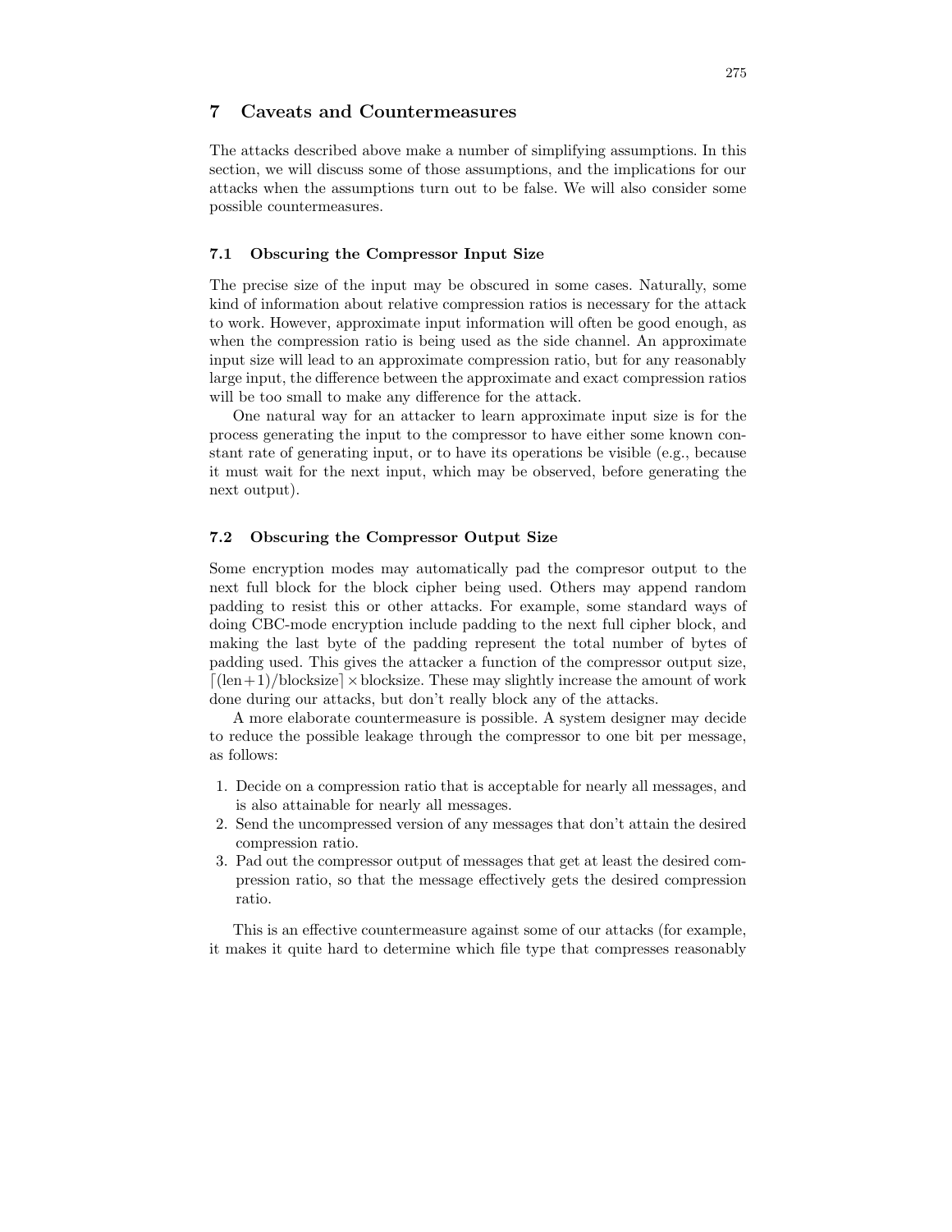## 7 Caveats and Countermeasures

The attacks described above make a number of simplifying assumptions. In this section, we will discuss some of those assumptions, and the implications for our attacks when the assumptions turn out to be false. We will also consider some possible countermeasures.

### 7.1 Obscuring the Compressor Input Size

The precise size of the input may be obscured in some cases. Naturally, some kind of information about relative compression ratios is necessary for the attack to work. However, approximate input information will often be good enough, as when the compression ratio is being used as the side channel. An approximate input size will lead to an approximate compression ratio, but for any reasonably large input, the difference between the approximate and exact compression ratios will be too small to make any difference for the attack.

One natural way for an attacker to learn approximate input size is for the process generating the input to the compressor to have either some known constant rate of generating input, or to have its operations be visible (e.g., because it must wait for the next input, which may be observed, before generating the next output).

### 7.2 Obscuring the Compressor Output Size

Some encryption modes may automatically pad the compresor output to the next full block for the block cipher being used. Others may append random padding to resist this or other attacks. For example, some standard ways of doing CBC-mode encryption include padding to the next full cipher block, and making the last byte of the padding represent the total number of bytes of padding used. This gives the attacker a function of the compressor output size, $\lceil(\text{len}+1)/\text{blocksize}\rceil \times \text{blocksize}$. These may slightly increase the amount of work done during our attacks, but don't really block any of the attacks.

A more elaborate countermeasure is possible. A system designer may decide to reduce the possible leakage through the compressor to one bit per message, as follows:

1. Decide on a compression ratio that is acceptable for nearly all messages, and is also attainable for nearly all messages.
2. Send the uncompressed version of any messages that don't attain the desired compression ratio.
3. Pad out the compressor output of messages that get at least the desired compression ratio, so that the message effectively gets the desired compression ratio.

This is an effective countermeasure against some of our attacks (for example, it makes it quite hard to determine which file type that compresses reasonably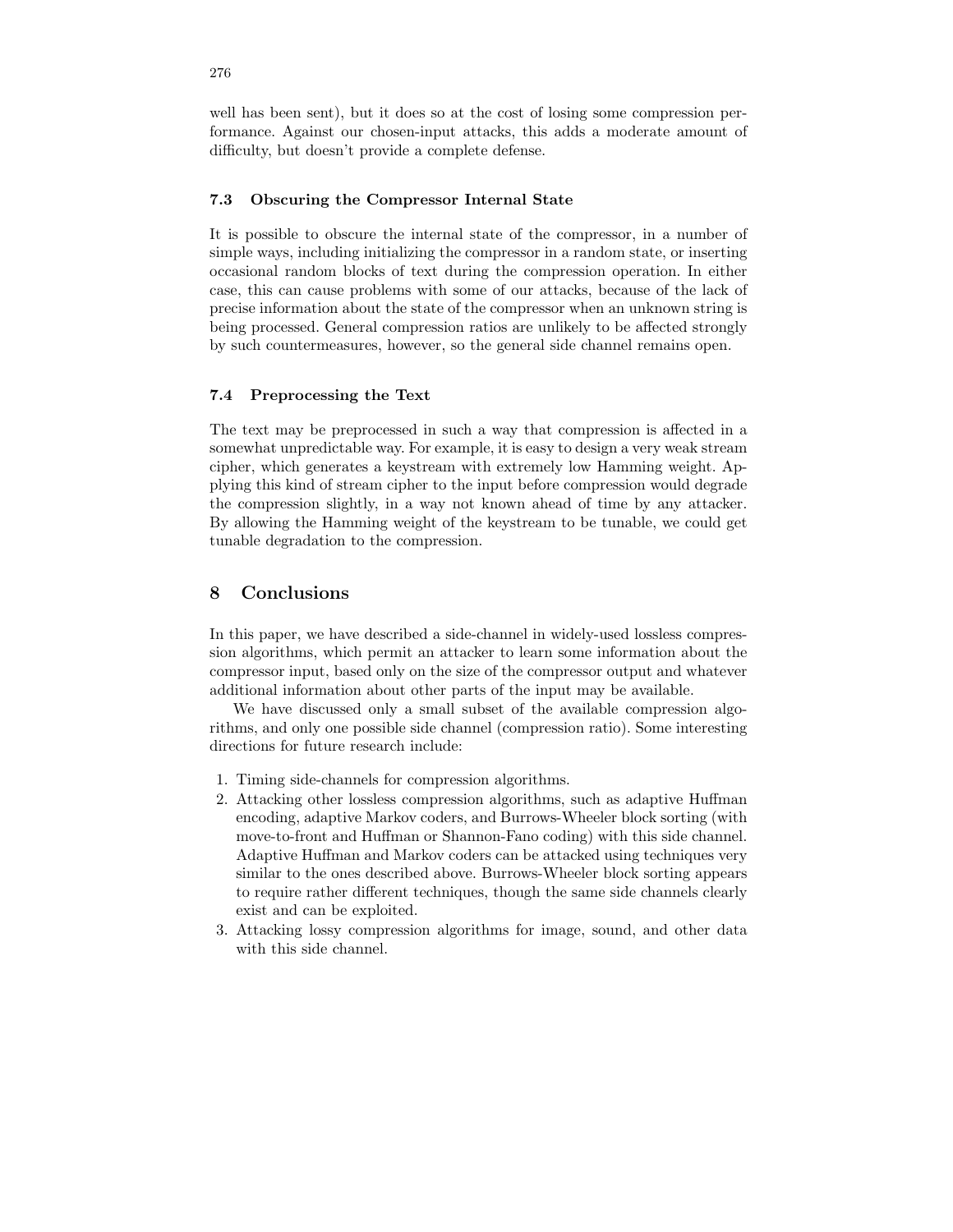well has been sent), but it does so at the cost of losing some compression performance. Against our chosen-input attacks, this adds a moderate amount of difficulty, but doesn't provide a complete defense.

### 7.3 Obscuring the Compressor Internal State

It is possible to obscure the internal state of the compressor, in a number of simple ways, including initializing the compressor in a random state, or inserting occasional random blocks of text during the compression operation. In either case, this can cause problems with some of our attacks, because of the lack of precise information about the state of the compressor when an unknown string is being processed. General compression ratios are unlikely to be affected strongly by such countermeasures, however, so the general side channel remains open.

### 7.4 Preprocessing the Text

The text may be preprocessed in such a way that compression is affected in a somewhat unpredictable way. For example, it is easy to design a very weak stream cipher, which generates a keystream with extremely low Hamming weight. Applying this kind of stream cipher to the input before compression would degrade the compression slightly, in a way not known ahead of time by any attacker. By allowing the Hamming weight of the keystream to be tunable, we could get tunable degradation to the compression.

## 8 Conclusions

In this paper, we have described a side-channel in widely-used lossless compression algorithms, which permit an attacker to learn some information about the compressor input, based only on the size of the compressor output and whatever additional information about other parts of the input may be available.

We have discussed only a small subset of the available compression algorithms, and only one possible side channel (compression ratio). Some interesting directions for future research include:

1. Timing side-channels for compression algorithms.
2. Attacking other lossless compression algorithms, such as adaptive Huffman encoding, adaptive Markov coders, and Burrows-Wheeler block sorting (with move-to-front and Huffman or Shannon-Fano coding) with this side channel. Adaptive Huffman and Markov coders can be attacked using techniques very similar to the ones described above. Burrows-Wheeler block sorting appears to require rather different techniques, though the same side channels clearly exist and can be exploited.
3. Attacking lossy compression algorithms for image, sound, and other data with this side channel.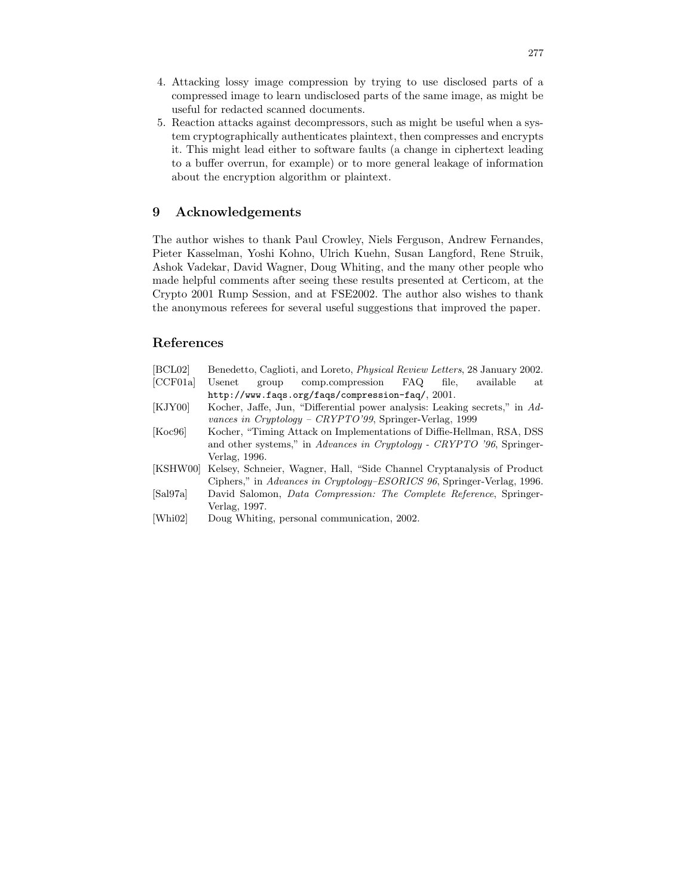4. Attacking lossy image compression by trying to use disclosed parts of a compressed image to learn undisclosed parts of the same image, as might be useful for redacted scanned documents.
5. Reaction attacks against decompressors, such as might be useful when a system cryptographically authenticates plaintext, then compresses and encrypts it. This might lead either to software faults (a change in ciphertext leading to a buffer overrun, for example) or to more general leakage of information about the encryption algorithm or plaintext.

## 9 Acknowledgements

The author wishes to thank Paul Crowley, Niels Ferguson, Andrew Fernandes, Pieter Kasselman, Yoshi Kohno, Ulrich Kuehn, Susan Langford, Rene Struik, Ashok Vadekar, David Wagner, Doug Whiting, and the many other people who made helpful comments after seeing these results presented at Certicom, at the Crypto 2001 Rump Session, and at FSE2002. The author also wishes to thank the anonymous referees for several useful suggestions that improved the paper.

## References

[BCL02] Benedetto, Caglioti, and Loreto, *Physical Review Letters*, 28 January 2002.

[CCF01a] Usenet group comp.compression FAQ file, available at `http://www.faqs.org/faqs/compression-faq/`, 2001.

[KJY00] Kocher, Jaffe, Jun, "Differential power analysis: Leaking secrets," in *Advances in Cryptology – CRYPTO'99*, Springer-Verlag, 1999

[Koc96] Kocher, "Timing Attack on Implementations of Diffie-Hellman, RSA, DSS and other systems," in *Advances in Cryptology - CRYPTO '96*, Springer-Verlag, 1996.

[KSHW00] Kelsey, Schneier, Wagner, Hall, "Side Channel Cryptanalysis of Product Ciphers," in *Advances in Cryptology–ESORICS 96*, Springer-Verlag, 1996.

[Sal97a] David Salomon, *Data Compression: The Complete Reference*, Springer-Verlag, 1997.

[Whi02] Doug Whiting, personal communication, 2002.